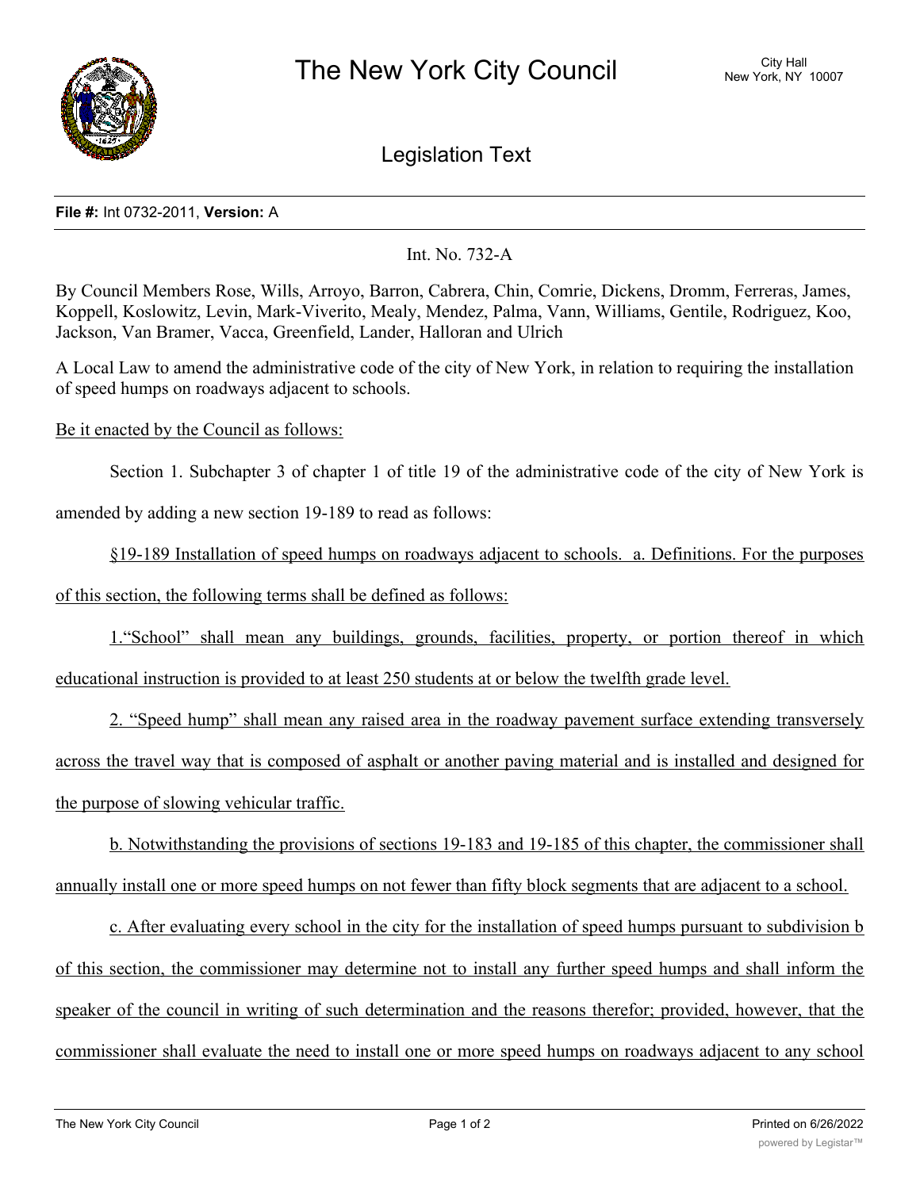# The New York City Council

City Hall
New York, NY 10007

## Legislation Text

**File #:** Int 0732-2011, **Version:** A

Int. No. 732-A

By Council Members Rose, Wills, Arroyo, Barron, Cabrera, Chin, Comrie, Dickens, Dromm, Ferreras, James, Koppell, Koslowitz, Levin, Mark-Viverito, Mealy, Mendez, Palma, Vann, Williams, Gentile, Rodriguez, Koo, Jackson, Van Bramer, Vacca, Greenfield, Lander, Halloran and Ulrich

A Local Law to amend the administrative code of the city of New York, in relation to requiring the installation of speed humps on roadways adjacent to schools.

Be it enacted by the Council as follows:

Section 1. Subchapter 3 of chapter 1 of title 19 of the administrative code of the city of New York is amended by adding a new section 19-189 to read as follows:

§19-189 Installation of speed humps on roadways adjacent to schools. a. Definitions. For the purposes of this section, the following terms shall be defined as follows:

1.“School” shall mean any buildings, grounds, facilities, property, or portion thereof in which educational instruction is provided to at least 250 students at or below the twelfth grade level.

2. “Speed hump” shall mean any raised area in the roadway pavement surface extending transversely across the travel way that is composed of asphalt or another paving material and is installed and designed for the purpose of slowing vehicular traffic.

b. Notwithstanding the provisions of sections 19-183 and 19-185 of this chapter, the commissioner shall annually install one or more speed humps on not fewer than fifty block segments that are adjacent to a school.

c. After evaluating every school in the city for the installation of speed humps pursuant to subdivision b of this section, the commissioner may determine not to install any further speed humps and shall inform the speaker of the council in writing of such determination and the reasons therefor; provided, however, that the commissioner shall evaluate the need to install one or more speed humps on roadways adjacent to any school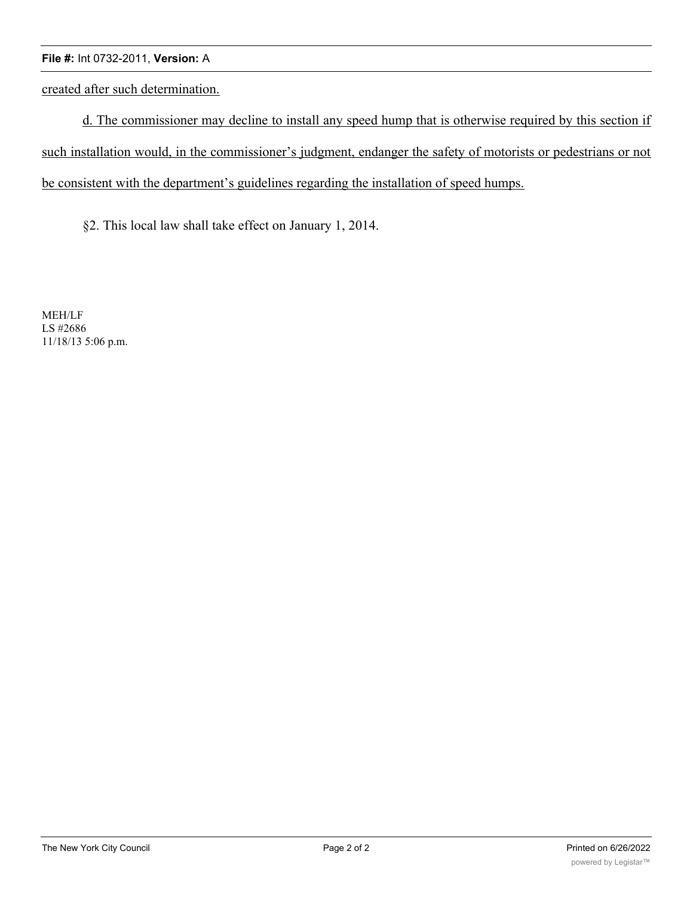created after such determination.

d. The commissioner may decline to install any speed hump that is otherwise required by this section if such installation would, in the commissioner's judgment, endanger the safety of motorists or pedestrians or not be consistent with the department's guidelines regarding the installation of speed humps.

§2. This local law shall take effect on January 1, 2014.

MEH/LF
LS #2686
11/18/13 5:06 p.m.